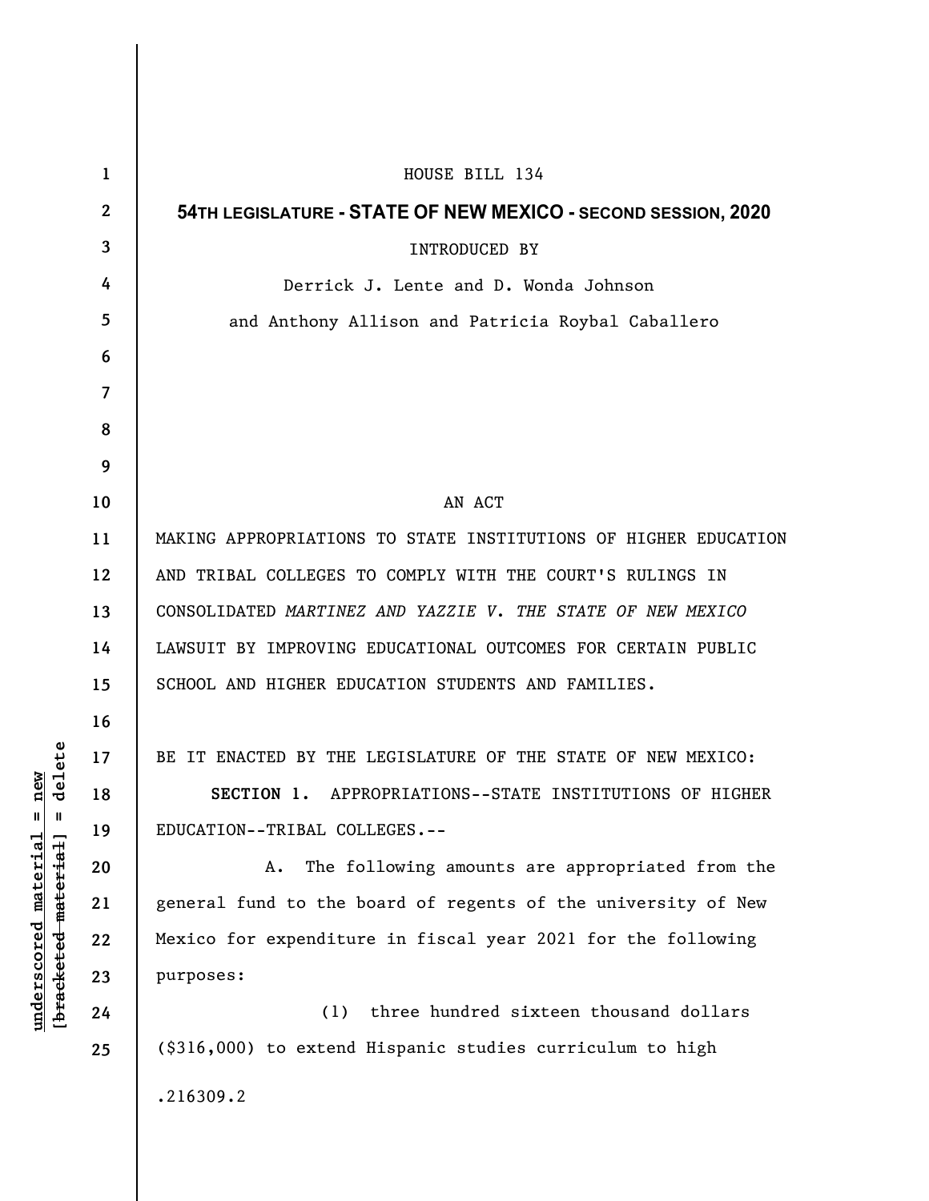HOUSE BILL 134

**54TH LEGISLATURE - STATE OF NEW MEXICO - SECOND SESSION, 2020**

INTRODUCED BY

Derrick J. Lente and D. Wonda Johnson

and Anthony Allison and Patricia Roybal Caballero

AN ACT

MAKING APPROPRIATIONS TO STATE INSTITUTIONS OF HIGHER EDUCATION AND TRIBAL COLLEGES TO COMPLY WITH THE COURT'S RULINGS IN CONSOLIDATED *MARTINEZ AND YAZZIE V. THE STATE OF NEW MEXICO* LAWSUIT BY IMPROVING EDUCATIONAL OUTCOMES FOR CERTAIN PUBLIC SCHOOL AND HIGHER EDUCATION STUDENTS AND FAMILIES.

BE IT ENACTED BY THE LEGISLATURE OF THE STATE OF NEW MEXICO:

**SECTION 1.** APPROPRIATIONS--STATE INSTITUTIONS OF HIGHER EDUCATION--TRIBAL COLLEGES.--

A. The following amounts are appropriated from the general fund to the board of regents of the university of New Mexico for expenditure in fiscal year 2021 for the following purposes:

(1) three hundred sixteen thousand dollars ($316,000) to extend Hispanic studies curriculum to high

.216309.2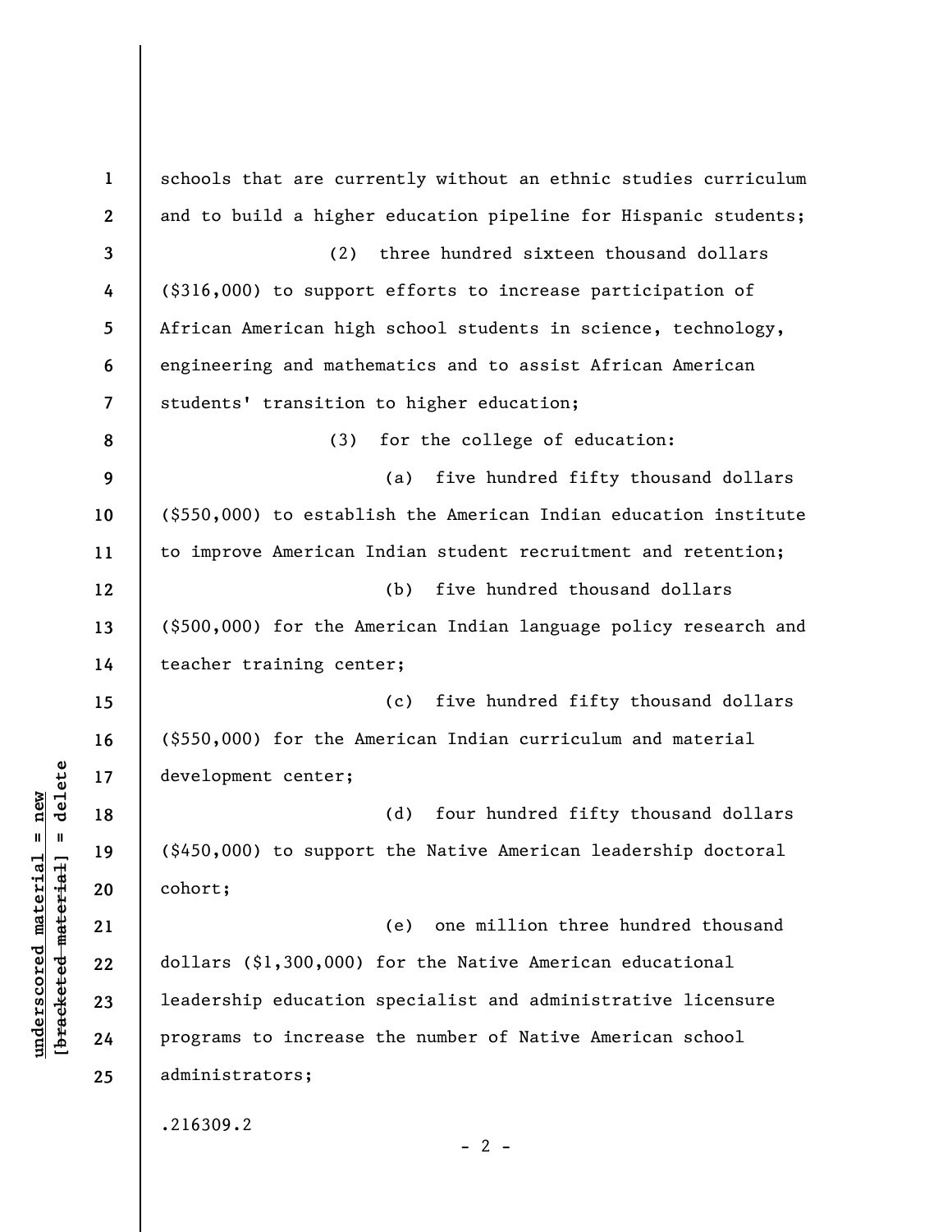schools that are currently without an ethnic studies curriculum and to build a higher education pipeline for Hispanic students;

(2) three hundred sixteen thousand dollars ($316,000) to support efforts to increase participation of African American high school students in science, technology, engineering and mathematics and to assist African American students' transition to higher education;

(3) for the college of education:

(a) five hundred fifty thousand dollars ($550,000) to establish the American Indian education institute to improve American Indian student recruitment and retention;

(b) five hundred thousand dollars ($500,000) for the American Indian language policy research and teacher training center;

(c) five hundred fifty thousand dollars ($550,000) for the American Indian curriculum and material development center;

(d) four hundred fifty thousand dollars ($450,000) to support the Native American leadership doctoral cohort;

(e) one million three hundred thousand dollars ($1,300,000) for the Native American educational leadership education specialist and administrative licensure programs to increase the number of Native American school administrators;

.216309.2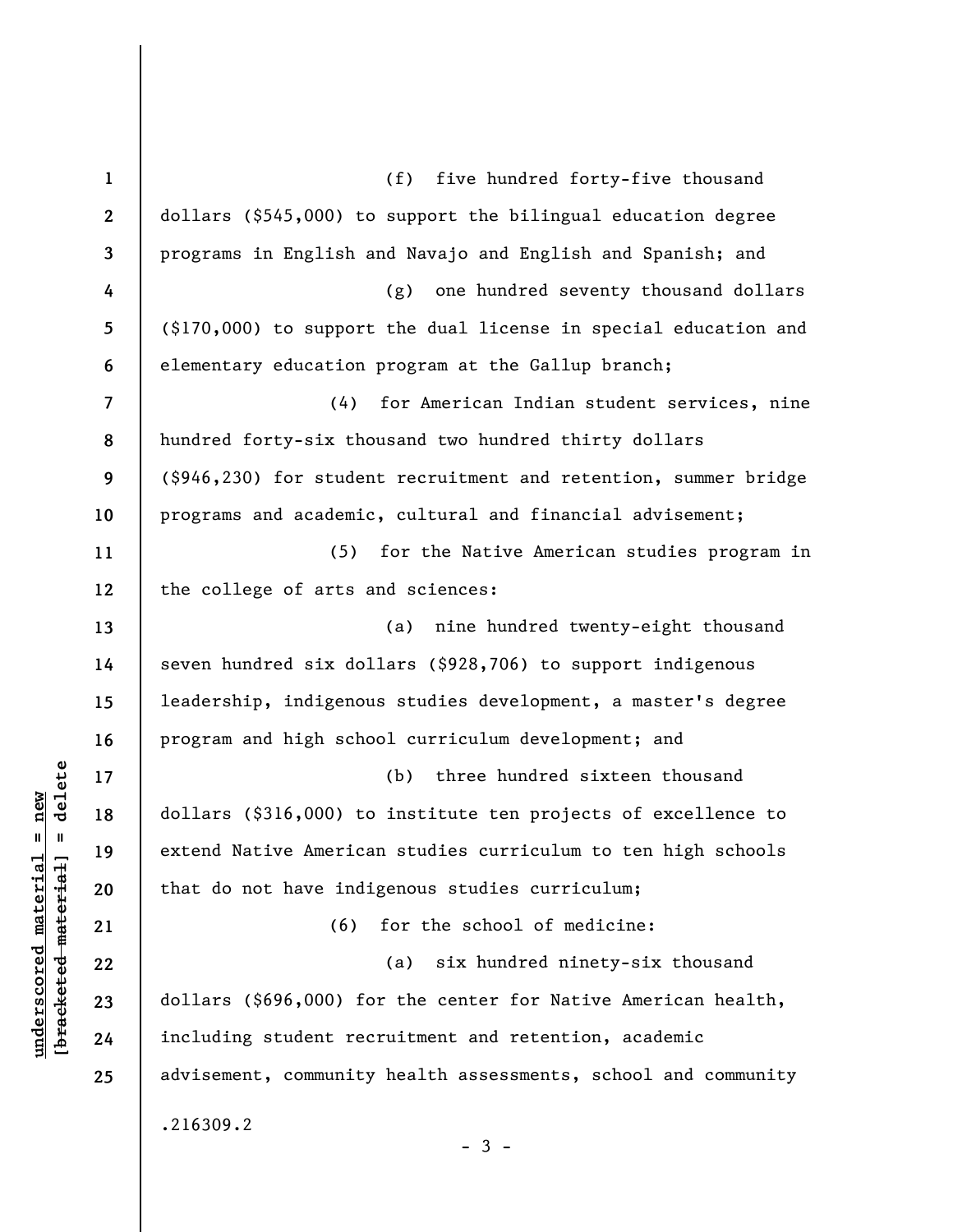(f) five hundred forty-five thousand dollars ($545,000) to support the bilingual education degree programs in English and Navajo and English and Spanish; and

(g) one hundred seventy thousand dollars ($170,000) to support the dual license in special education and elementary education program at the Gallup branch;

(4) for American Indian student services, nine hundred forty-six thousand two hundred thirty dollars ($946,230) for student recruitment and retention, summer bridge programs and academic, cultural and financial advisement;

(5) for the Native American studies program in the college of arts and sciences:

(a) nine hundred twenty-eight thousand seven hundred six dollars ($928,706) to support indigenous leadership, indigenous studies development, a master's degree program and high school curriculum development; and

(b) three hundred sixteen thousand dollars ($316,000) to institute ten projects of excellence to extend Native American studies curriculum to ten high schools that do not have indigenous studies curriculum;

(6) for the school of medicine:

(a) six hundred ninety-six thousand dollars ($696,000) for the center for Native American health, including student recruitment and retention, academic advisement, community health assessments, school and community

.216309.2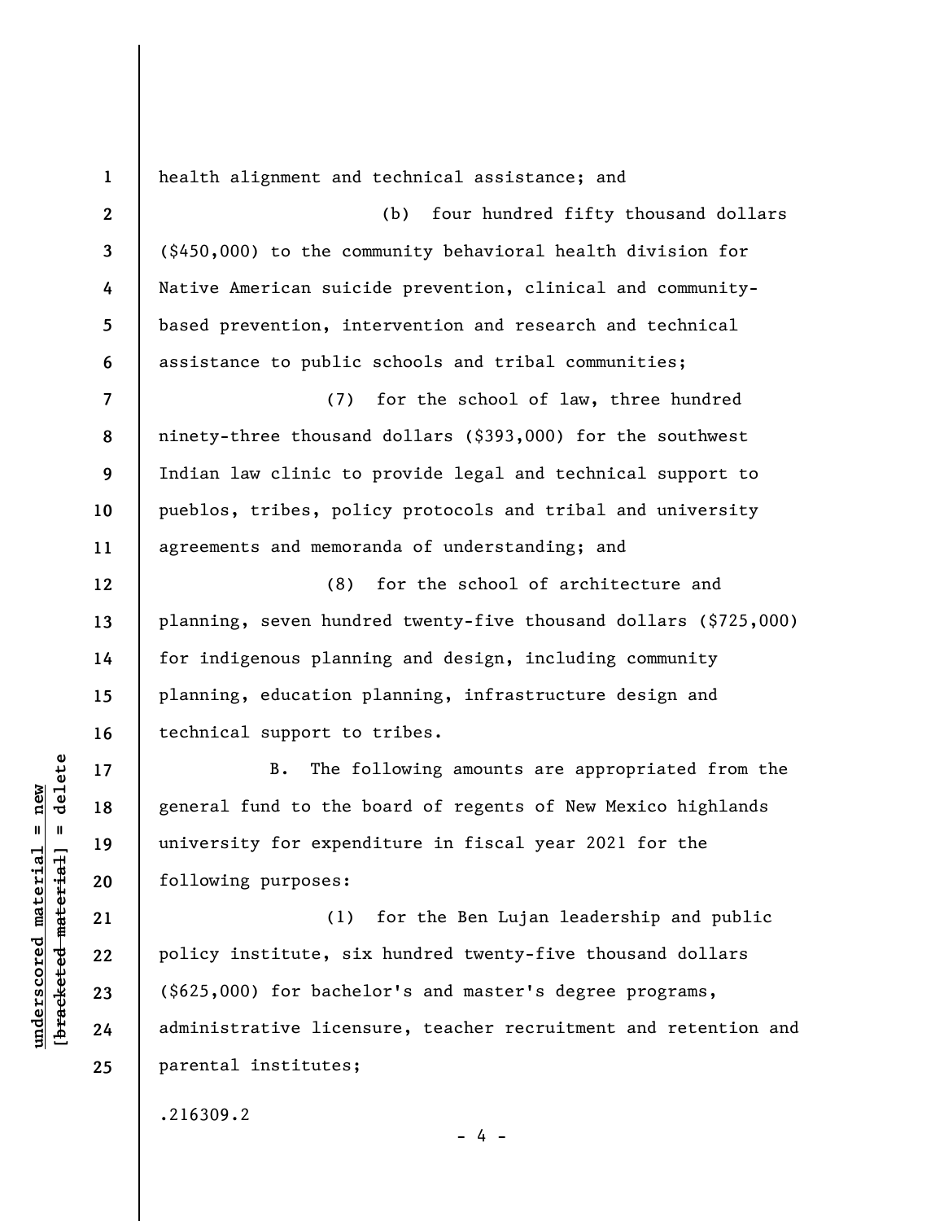health alignment and technical assistance; and

(b) four hundred fifty thousand dollars ($450,000) to the community behavioral health division for Native American suicide prevention, clinical and community-based prevention, intervention and research and technical assistance to public schools and tribal communities;

(7) for the school of law, three hundred ninety-three thousand dollars ($393,000) for the southwest Indian law clinic to provide legal and technical support to pueblos, tribes, policy protocols and tribal and university agreements and memoranda of understanding; and

(8) for the school of architecture and planning, seven hundred twenty-five thousand dollars ($725,000) for indigenous planning and design, including community planning, education planning, infrastructure design and technical support to tribes.

B. The following amounts are appropriated from the general fund to the board of regents of New Mexico highlands university for expenditure in fiscal year 2021 for the following purposes:

(1) for the Ben Lujan leadership and public policy institute, six hundred twenty-five thousand dollars ($625,000) for bachelor's and master's degree programs, administrative licensure, teacher recruitment and retention and parental institutes;

.216309.2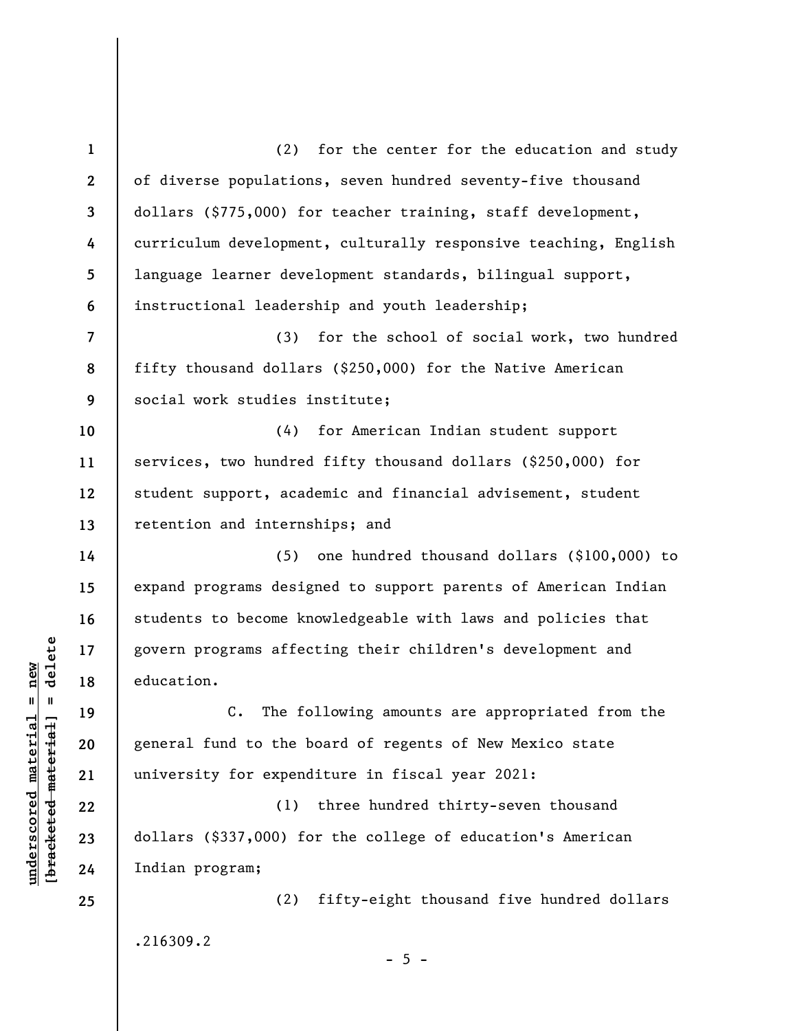(2) for the center for the education and study of diverse populations, seven hundred seventy-five thousand dollars ($775,000) for teacher training, staff development, curriculum development, culturally responsive teaching, English language learner development standards, bilingual support, instructional leadership and youth leadership;

(3) for the school of social work, two hundred fifty thousand dollars ($250,000) for the Native American social work studies institute;

(4) for American Indian student support services, two hundred fifty thousand dollars ($250,000) for student support, academic and financial advisement, student retention and internships; and

(5) one hundred thousand dollars ($100,000) to expand programs designed to support parents of American Indian students to become knowledgeable with laws and policies that govern programs affecting their children's development and education.

C. The following amounts are appropriated from the general fund to the board of regents of New Mexico state university for expenditure in fiscal year 2021:

(1) three hundred thirty-seven thousand dollars ($337,000) for the college of education's American Indian program;

(2) fifty-eight thousand five hundred dollars

.216309.2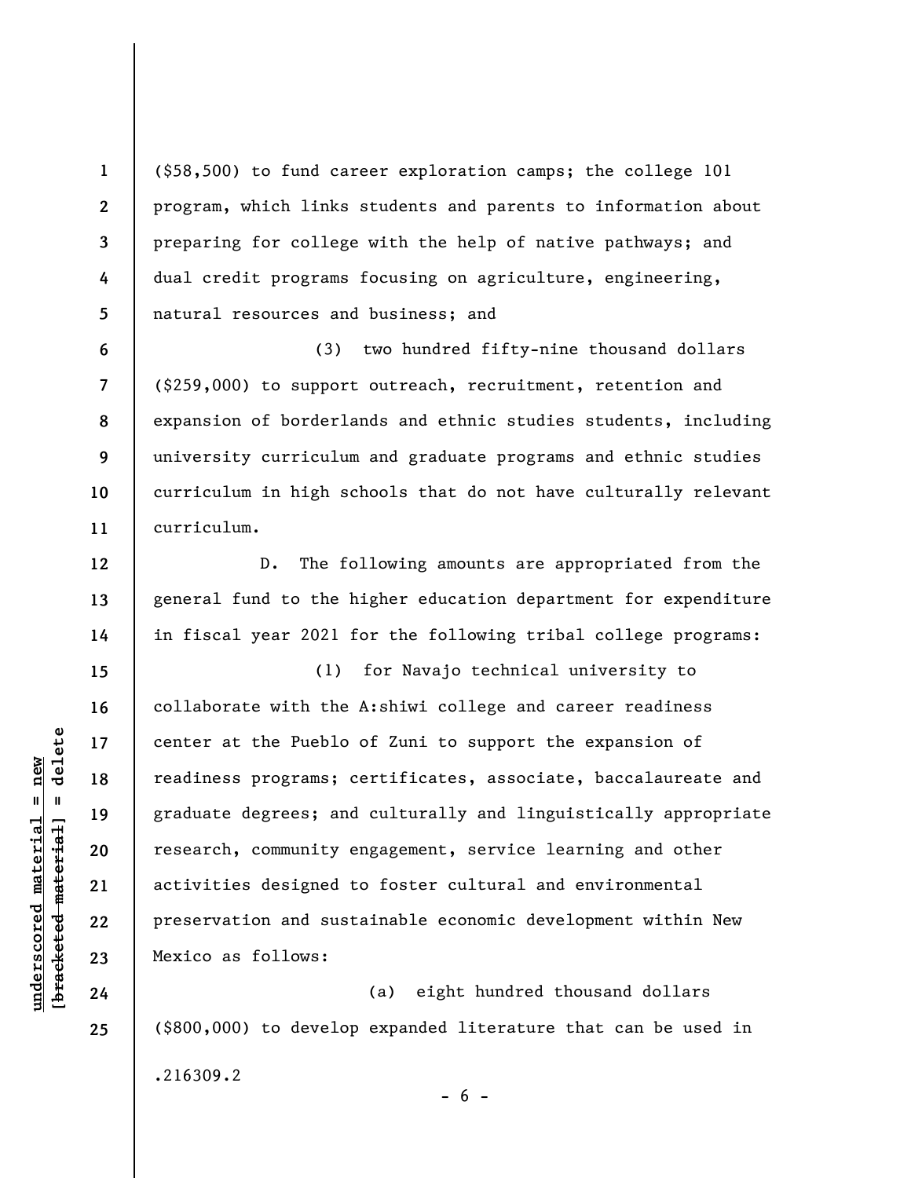($58,500) to fund career exploration camps; the college 101 program, which links students and parents to information about preparing for college with the help of native pathways; and dual credit programs focusing on agriculture, engineering, natural resources and business; and

(3) two hundred fifty-nine thousand dollars ($259,000) to support outreach, recruitment, retention and expansion of borderlands and ethnic studies students, including university curriculum and graduate programs and ethnic studies curriculum in high schools that do not have culturally relevant curriculum.

D. The following amounts are appropriated from the general fund to the higher education department for expenditure in fiscal year 2021 for the following tribal college programs:

(1) for Navajo technical university to collaborate with the A:shiwi college and career readiness center at the Pueblo of Zuni to support the expansion of readiness programs; certificates, associate, baccalaureate and graduate degrees; and culturally and linguistically appropriate research, community engagement, service learning and other activities designed to foster cultural and environmental preservation and sustainable economic development within New Mexico as follows:

(a) eight hundred thousand dollars ($800,000) to develop expanded literature that can be used in

.216309.2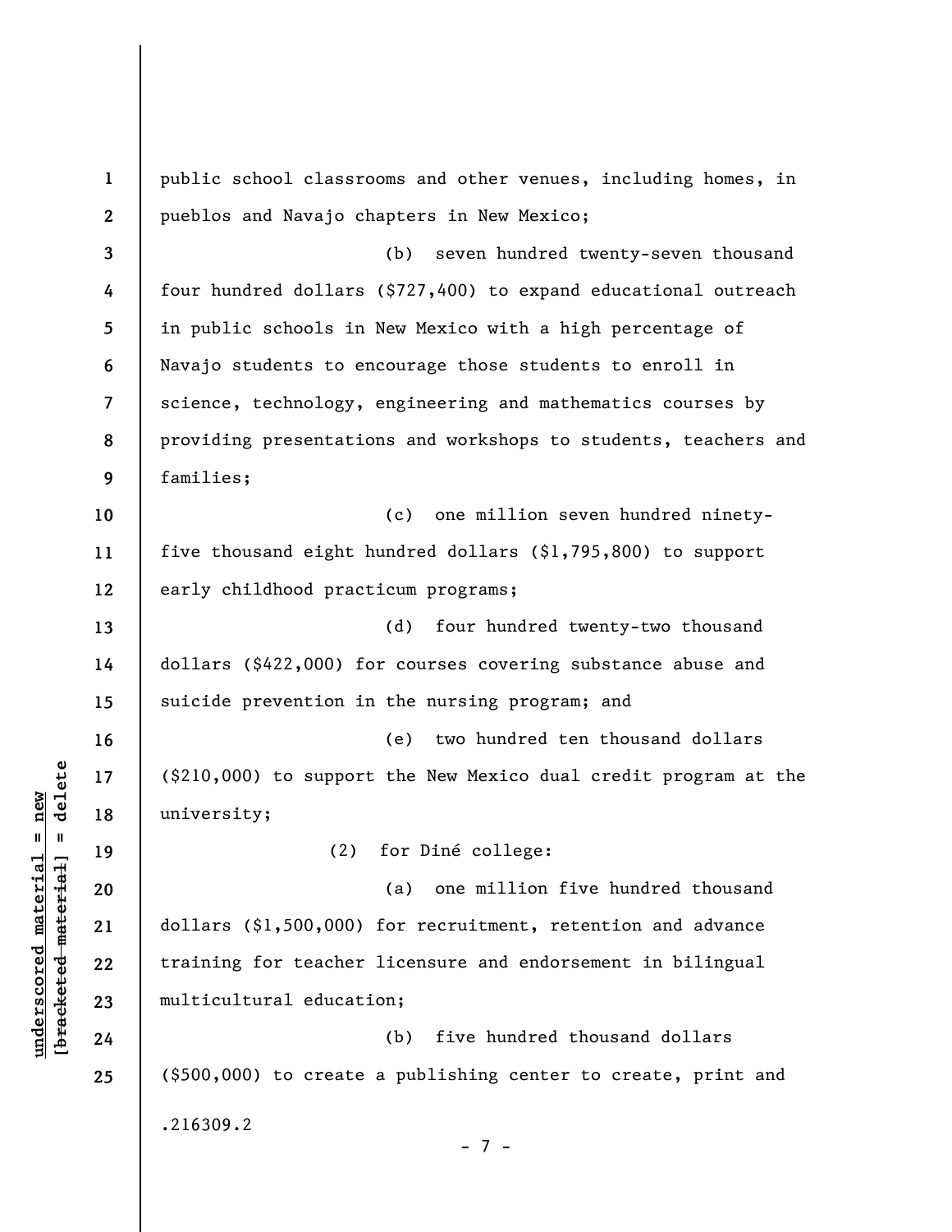public school classrooms and other venues, including homes, in pueblos and Navajo chapters in New Mexico;

(b) seven hundred twenty-seven thousand four hundred dollars ($727,400) to expand educational outreach in public schools in New Mexico with a high percentage of Navajo students to encourage those students to enroll in science, technology, engineering and mathematics courses by providing presentations and workshops to students, teachers and families;

(c) one million seven hundred ninety-five thousand eight hundred dollars ($1,795,800) to support early childhood practicum programs;

(d) four hundred twenty-two thousand dollars ($422,000) for courses covering substance abuse and suicide prevention in the nursing program; and

(e) two hundred ten thousand dollars ($210,000) to support the New Mexico dual credit program at the university;

(2) for Diné college:

(a) one million five hundred thousand dollars ($1,500,000) for recruitment, retention and advance training for teacher licensure and endorsement in bilingual multicultural education;

(b) five hundred thousand dollars ($500,000) to create a publishing center to create, print and

.216309.2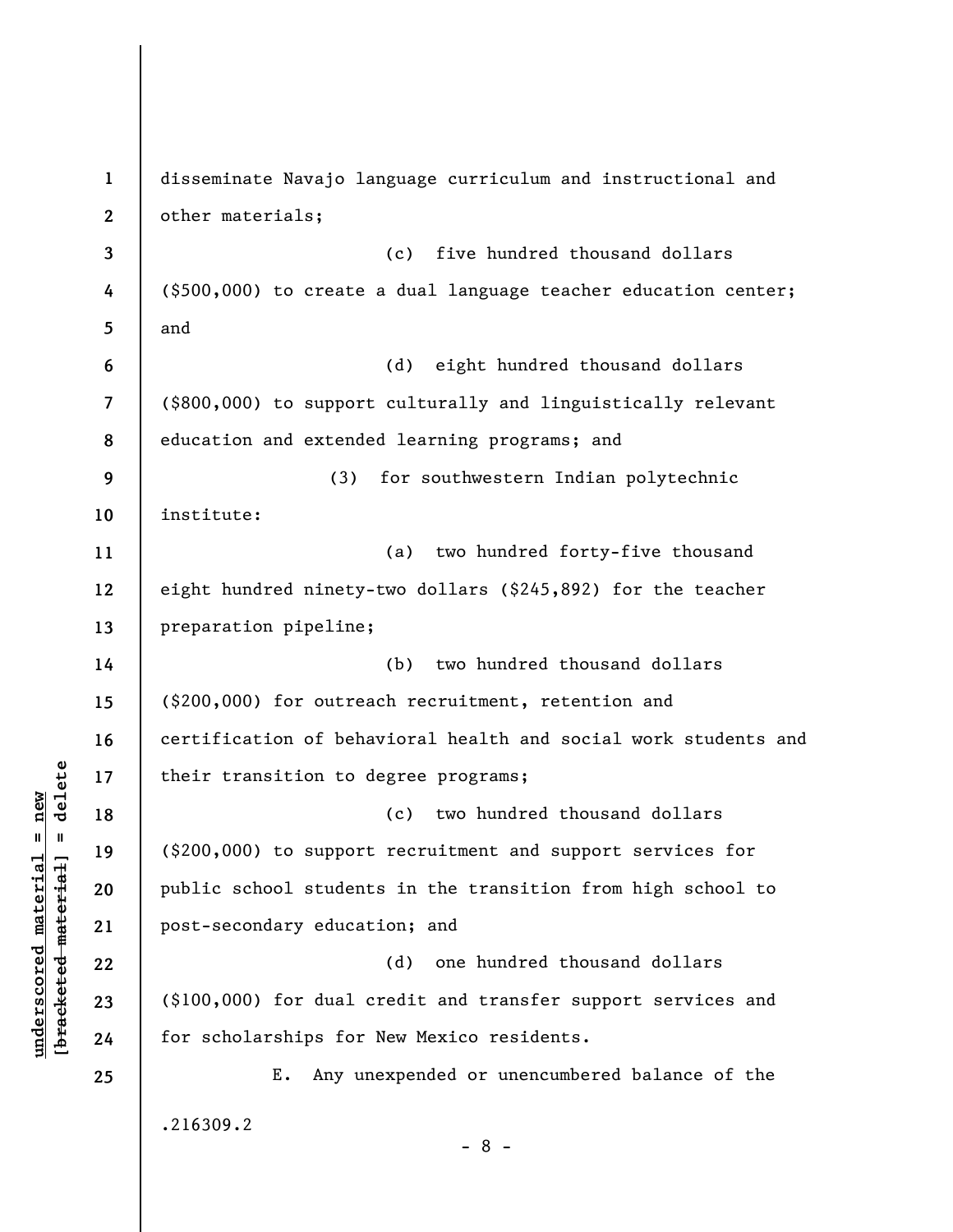disseminate Navajo language curriculum and instructional and other materials;

(c) five hundred thousand dollars ($500,000) to create a dual language teacher education center; and

(d) eight hundred thousand dollars ($800,000) to support culturally and linguistically relevant education and extended learning programs; and

(3) for southwestern Indian polytechnic institute:

(a) two hundred forty-five thousand eight hundred ninety-two dollars ($245,892) for the teacher preparation pipeline;

(b) two hundred thousand dollars ($200,000) for outreach recruitment, retention and certification of behavioral health and social work students and their transition to degree programs;

(c) two hundred thousand dollars ($200,000) to support recruitment and support services for public school students in the transition from high school to post-secondary education; and

(d) one hundred thousand dollars ($100,000) for dual credit and transfer support services and for scholarships for New Mexico residents.

E. Any unexpended or unencumbered balance of the

.216309.2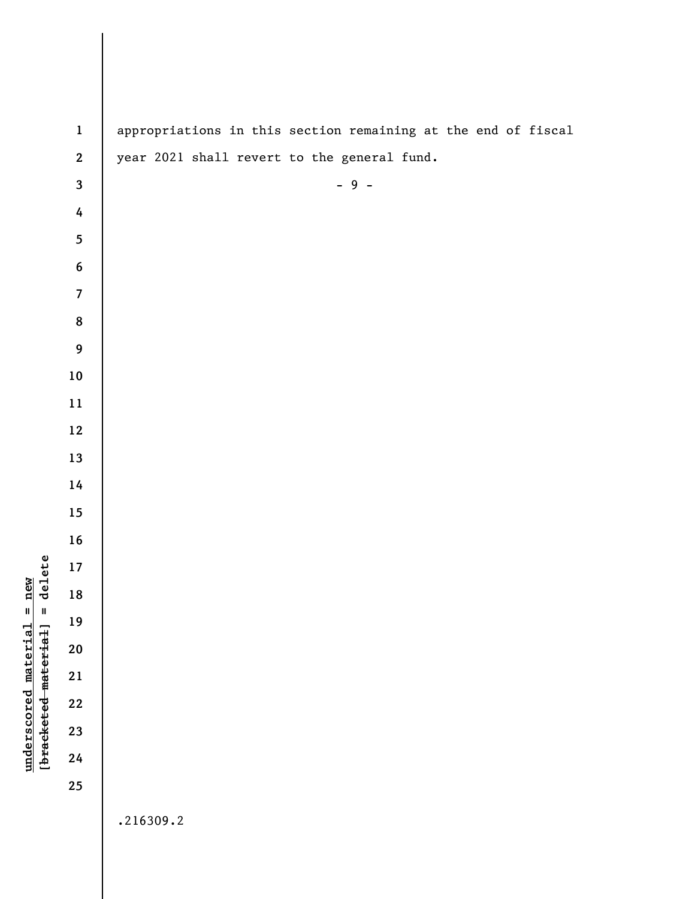appropriations in this section remaining at the end of fiscal year 2021 shall revert to the general fund.

.216309.2